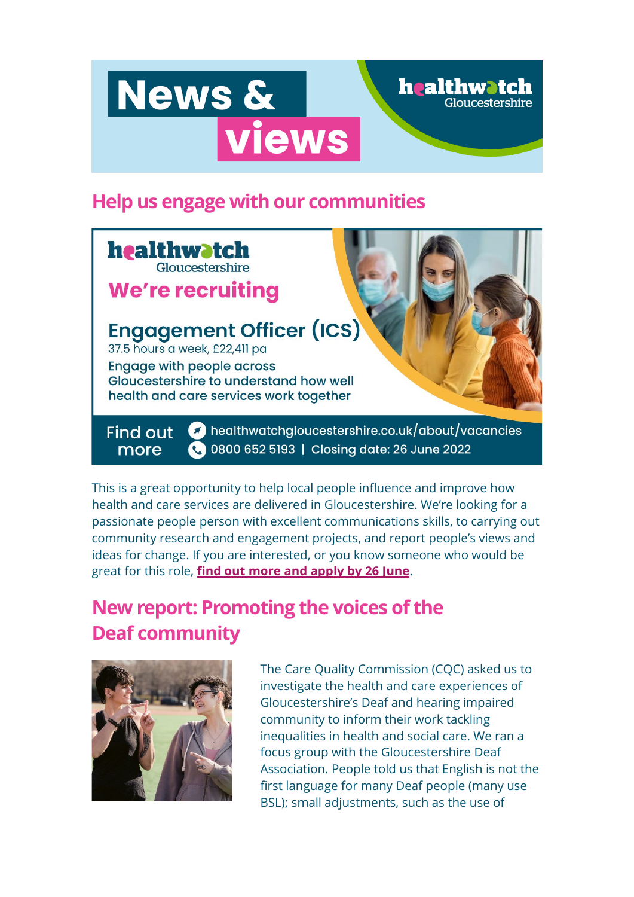# News & views

healthwatch Gloucestershire

## Help us engage with our communities

healthwatch Gloucestershire

**We're recruiting**

**Engagement Officer (ICS)**

37.5 hours a week, £22,411 pa

Engage with people across Gloucestershire to understand how well health and care services work together

Find out more

healthwatchgloucestershire.co.uk/about/vacancies

0800 652 5193 | Closing date: 26 June 2022

This is a great opportunity to help local people influence and improve how health and care services are delivered in Gloucestershire. We're looking for a passionate people person with excellent communications skills, to carrying out community research and engagement projects, and report people's views and ideas for change. If you are interested, or you know someone who would be great for this role, **find out more and apply by 26 June**.

## New report: Promoting the voices of the Deaf community

The Care Quality Commission (CQC) asked us to investigate the health and care experiences of Gloucestershire's Deaf and hearing impaired community to inform their work tackling inequalities in health and social care. We ran a focus group with the Gloucestershire Deaf Association. People told us that English is not the first language for many Deaf people (many use BSL); small adjustments, such as the use of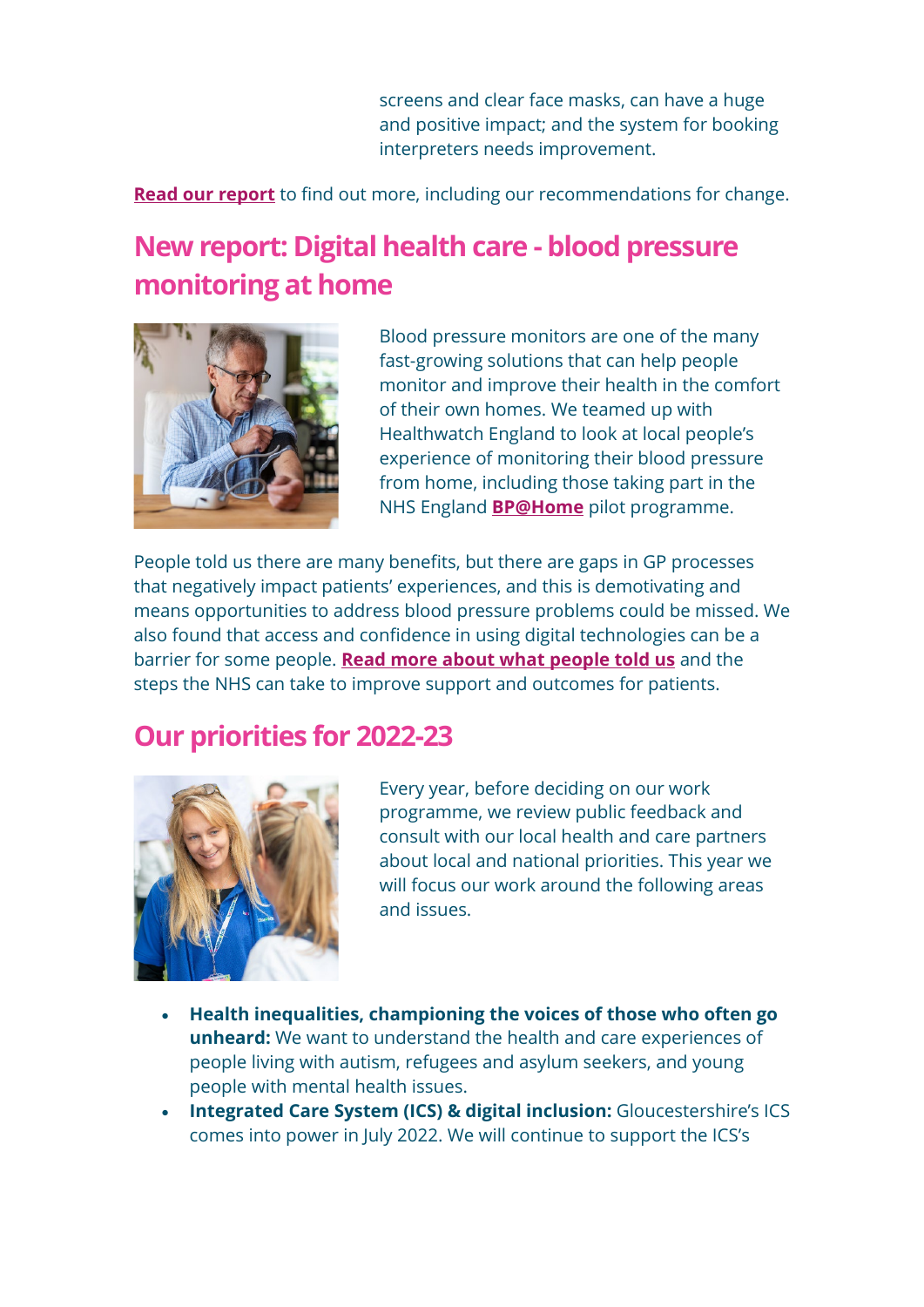screens and clear face masks, can have a huge and positive impact; and the system for booking interpreters needs improvement.

**Read our report** to find out more, including our recommendations for change.

## New report: Digital health care - blood pressure monitoring at home

Blood pressure monitors are one of the many fast-growing solutions that can help people monitor and improve their health in the comfort of their own homes. We teamed up with Healthwatch England to look at local people's experience of monitoring their blood pressure from home, including those taking part in the NHS England **BP@Home** pilot programme.

People told us there are many benefits, but there are gaps in GP processes that negatively impact patients' experiences, and this is demotivating and means opportunities to address blood pressure problems could be missed. We also found that access and confidence in using digital technologies can be a barrier for some people. **Read more about what people told us** and the steps the NHS can take to improve support and outcomes for patients.

## Our priorities for 2022-23

Every year, before deciding on our work programme, we review public feedback and consult with our local health and care partners about local and national priorities. This year we will focus our work around the following areas and issues.

- **Health inequalities, championing the voices of those who often go unheard:** We want to understand the health and care experiences of people living with autism, refugees and asylum seekers, and young people with mental health issues.
- **Integrated Care System (ICS) & digital inclusion:** Gloucestershire's ICS comes into power in July 2022. We will continue to support the ICS's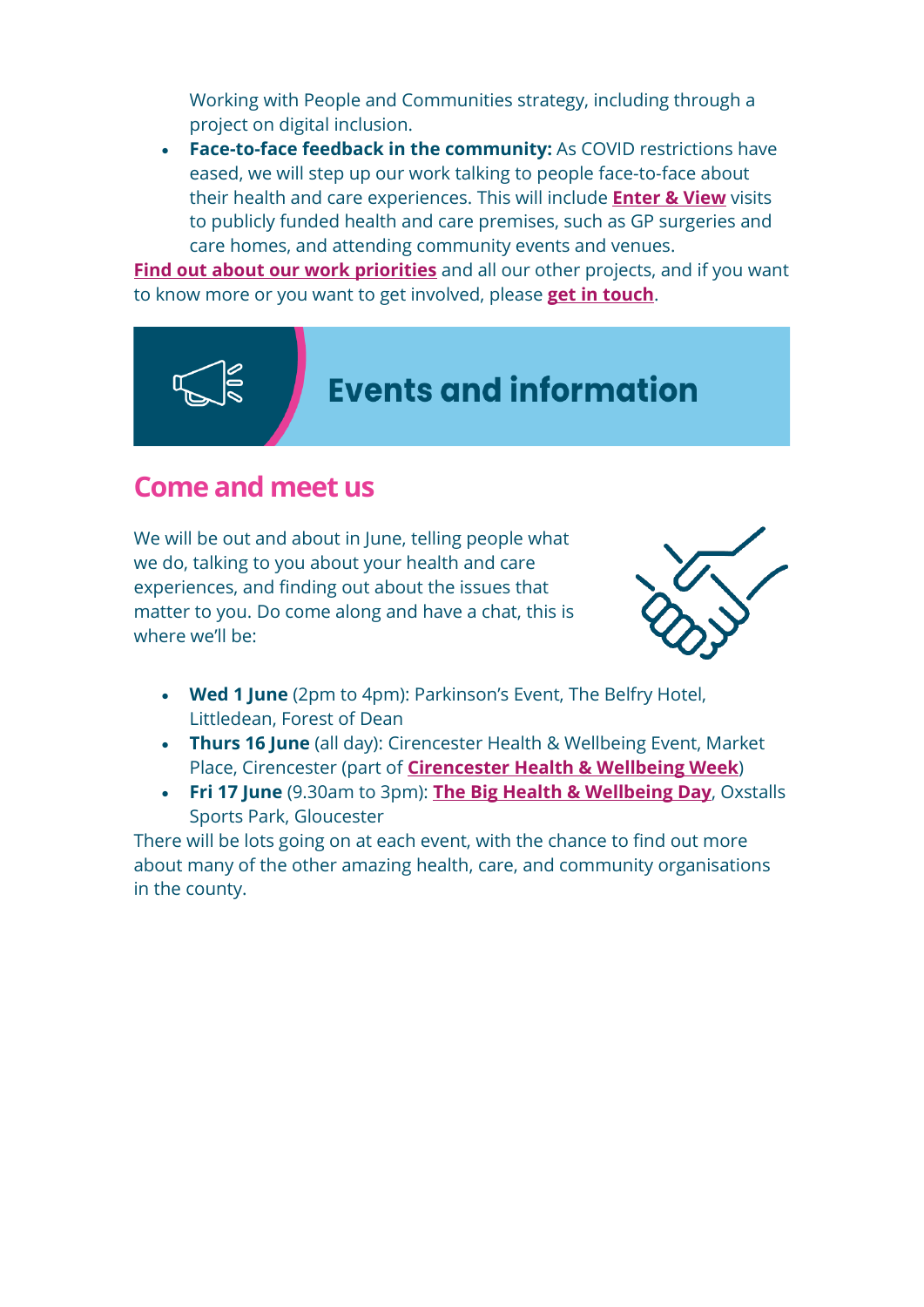Working with People and Communities strategy, including through a project on digital inclusion.

- **Face-to-face feedback in the community:** As COVID restrictions have eased, we will step up our work talking to people face-to-face about their health and care experiences. This will include **Enter & View** visits to publicly funded health and care premises, such as GP surgeries and care homes, and attending community events and venues.

**Find out about our work priorities** and all our other projects, and if you want to know more or you want to get involved, please **get in touch**.

# Events and information

## Come and meet us

We will be out and about in June, telling people what we do, talking to you about your health and care experiences, and finding out about the issues that matter to you. Do come along and have a chat, this is where we'll be:

- **Wed 1 June** (2pm to 4pm): Parkinson's Event, The Belfry Hotel, Littledean, Forest of Dean
- **Thurs 16 June** (all day): Cirencester Health & Wellbeing Event, Market Place, Cirencester (part of **Cirencester Health & Wellbeing Week**)
- **Fri 17 June** (9.30am to 3pm): **The Big Health & Wellbeing Day**, Oxstalls Sports Park, Gloucester

There will be lots going on at each event, with the chance to find out more about many of the other amazing health, care, and community organisations in the county.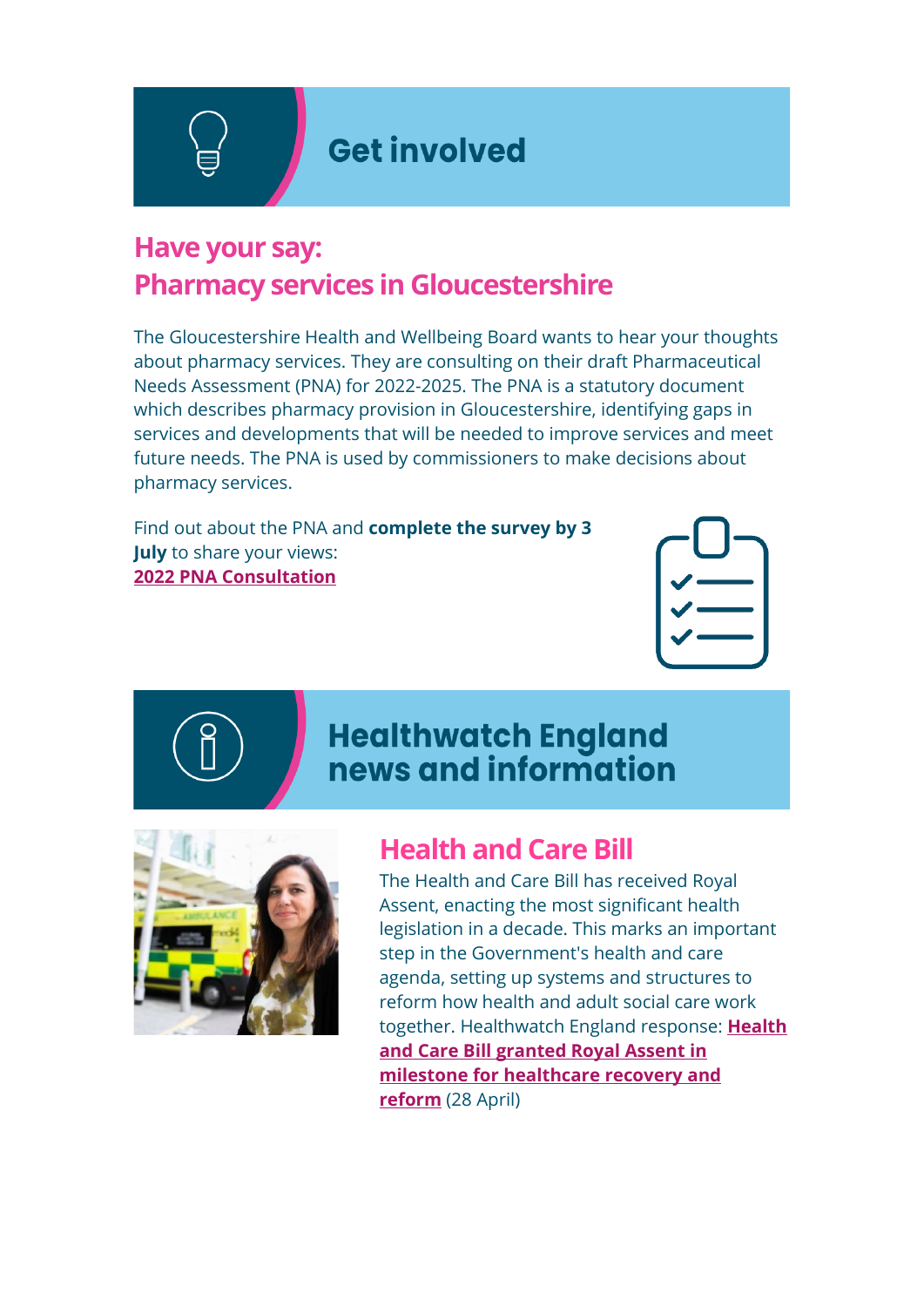# Get involved

## Have your say: Pharmacy services in Gloucestershire

The Gloucestershire Health and Wellbeing Board wants to hear your thoughts about pharmacy services. They are consulting on their draft Pharmaceutical Needs Assessment (PNA) for 2022-2025. The PNA is a statutory document which describes pharmacy provision in Gloucestershire, identifying gaps in services and developments that will be needed to improve services and meet future needs. The PNA is used by commissioners to make decisions about pharmacy services.

Find out about the PNA and **complete the survey by 3 July** to share your views:
**2022 PNA Consultation**

# Healthwatch England news and information

## Health and Care Bill

The Health and Care Bill has received Royal Assent, enacting the most significant health legislation in a decade. This marks an important step in the Government's health and care agenda, setting up systems and structures to reform how health and adult social care work together. Healthwatch England response: **Health and Care Bill granted Royal Assent in milestone for healthcare recovery and reform** (28 April)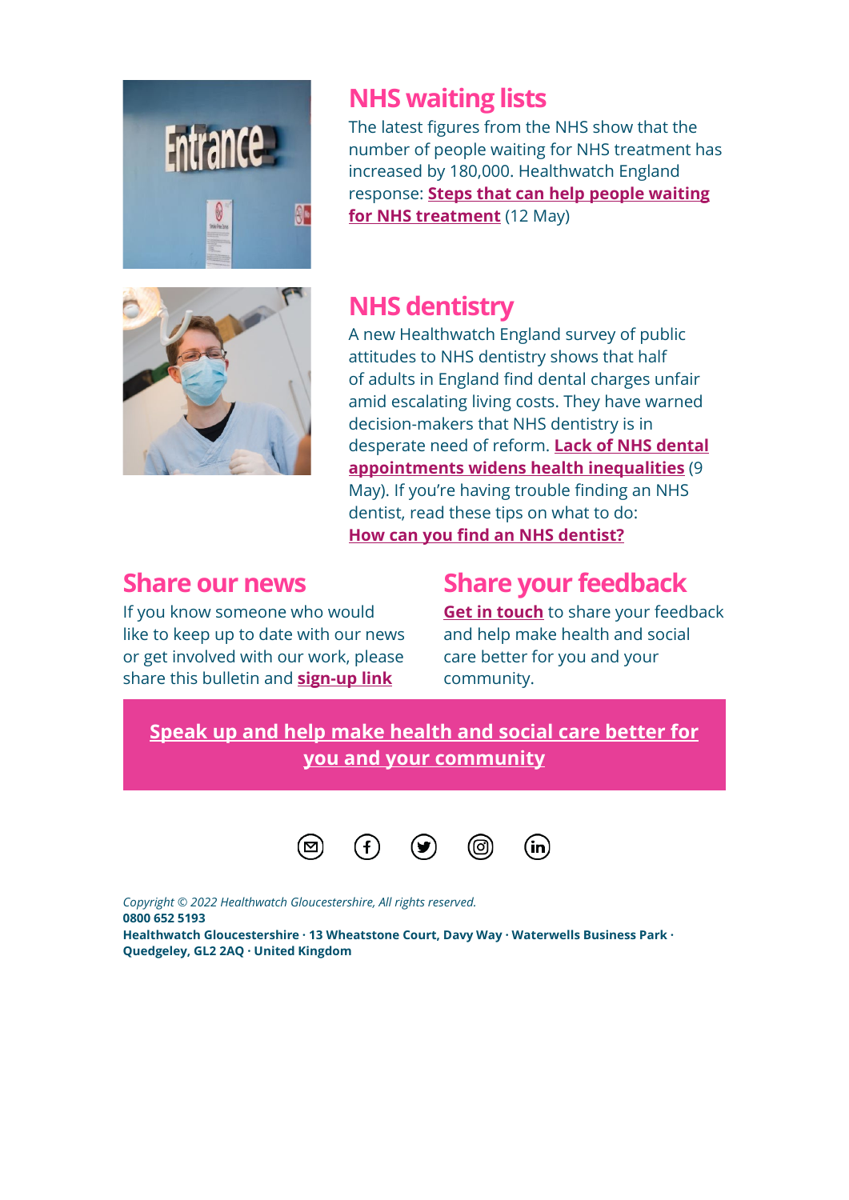## NHS waiting lists

The latest figures from the NHS show that the number of people waiting for NHS treatment has increased by 180,000. Healthwatch England response: **Steps that can help people waiting for NHS treatment** (12 May)

## NHS dentistry

A new Healthwatch England survey of public attitudes to NHS dentistry shows that half of adults in England find dental charges unfair amid escalating living costs. They have warned decision-makers that NHS dentistry is in desperate need of reform. **Lack of NHS dental appointments widens health inequalities** (9 May). If you're having trouble finding an NHS dentist, read these tips on what to do: **How can you find an NHS dentist?**

## Share our news

If you know someone who would like to keep up to date with our news or get involved with our work, please share this bulletin and **sign-up link**

## Share your feedback

**Get in touch** to share your feedback and help make health and social care better for you and your community.

**Speak up and help make health and social care better for you and your community**

*Copyright © 2022 Healthwatch Gloucestershire, All rights reserved.*
**0800 652 5193**
**Healthwatch Gloucestershire · 13 Wheatstone Court, Davy Way · Waterwells Business Park · Quedgeley, GL2 2AQ · United Kingdom**